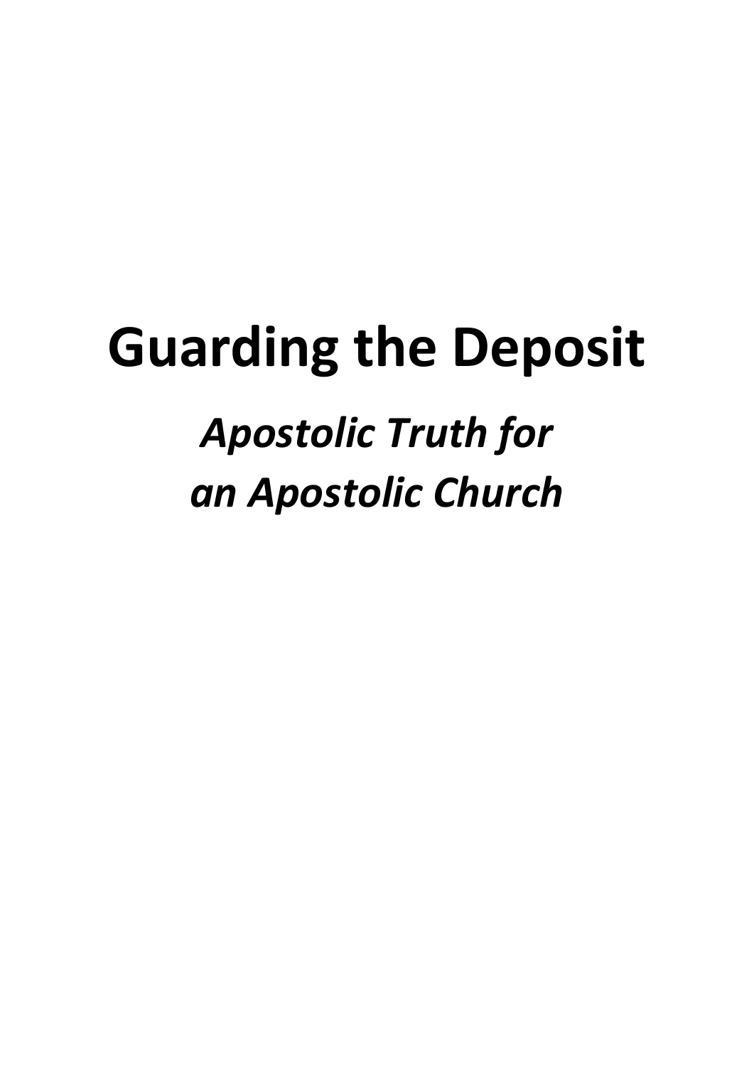# Guarding the Deposit

*Apostolic Truth for an Apostolic Church*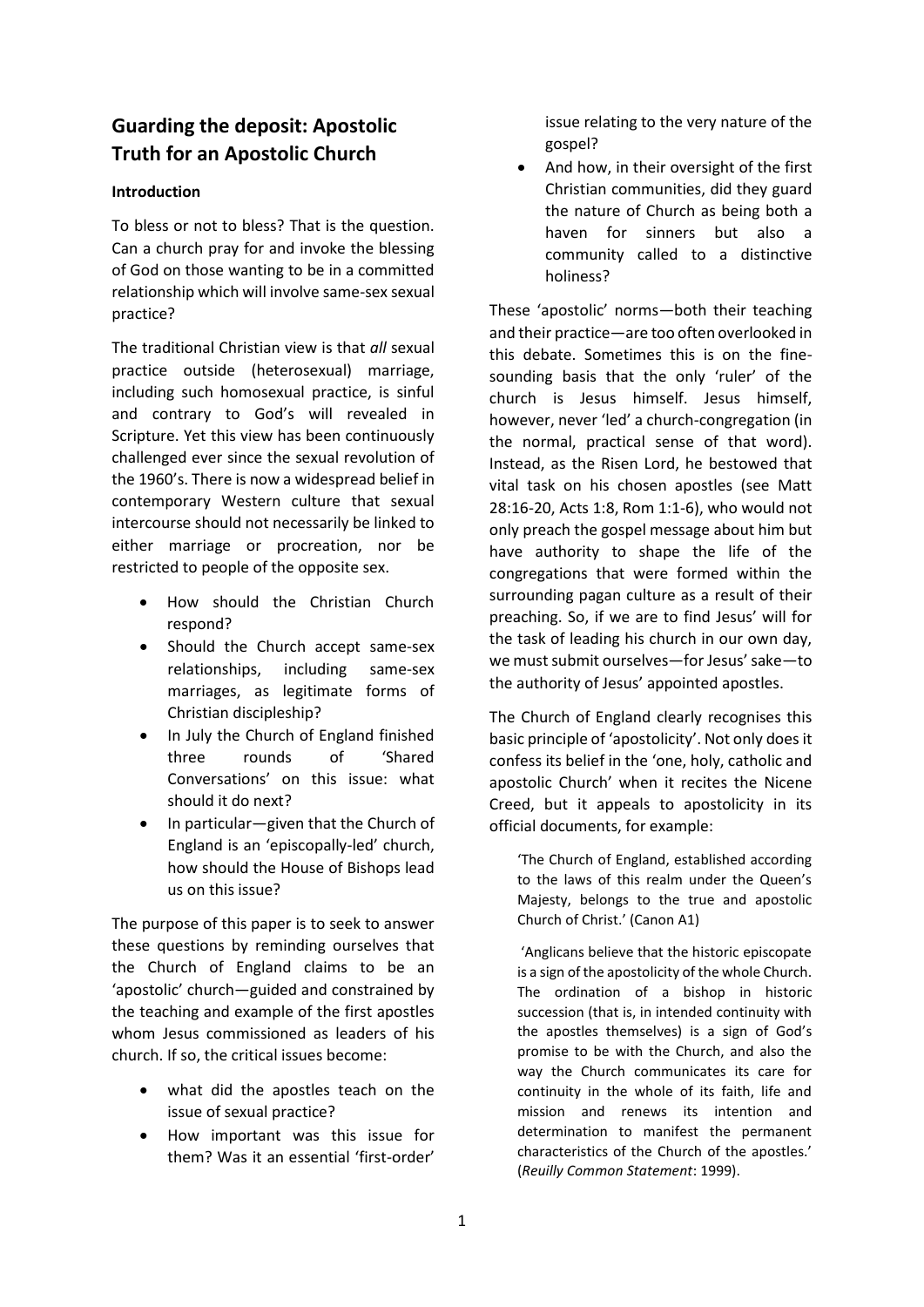## Guarding the deposit: Apostolic Truth for an Apostolic Church

### Introduction

To bless or not to bless? That is the question. Can a church pray for and invoke the blessing of God on those wanting to be in a committed relationship which will involve same-sex sexual practice?

The traditional Christian view is that *all* sexual practice outside (heterosexual) marriage, including such homosexual practice, is sinful and contrary to God's will revealed in Scripture. Yet this view has been continuously challenged ever since the sexual revolution of the 1960's. There is now a widespread belief in contemporary Western culture that sexual intercourse should not necessarily be linked to either marriage or procreation, nor be restricted to people of the opposite sex.

- How should the Christian Church respond?
- Should the Church accept same-sex relationships, including same-sex marriages, as legitimate forms of Christian discipleship?
- In July the Church of England finished three rounds of 'Shared Conversations' on this issue: what should it do next?
- In particular—given that the Church of England is an 'episcopally-led' church, how should the House of Bishops lead us on this issue?

The purpose of this paper is to seek to answer these questions by reminding ourselves that the Church of England claims to be an 'apostolic' church—guided and constrained by the teaching and example of the first apostles whom Jesus commissioned as leaders of his church. If so, the critical issues become:

- what did the apostles teach on the issue of sexual practice?
- How important was this issue for them? Was it an essential 'first-order' issue relating to the very nature of the gospel?
- And how, in their oversight of the first Christian communities, did they guard the nature of Church as being both a haven for sinners but also a community called to a distinctive holiness?

These 'apostolic' norms—both their teaching and their practice—are too often overlooked in this debate. Sometimes this is on the fine-sounding basis that the only 'ruler' of the church is Jesus himself. Jesus himself, however, never 'led' a church-congregation (in the normal, practical sense of that word). Instead, as the Risen Lord, he bestowed that vital task on his chosen apostles (see Matt 28:16-20, Acts 1:8, Rom 1:1-6), who would not only preach the gospel message about him but have authority to shape the life of the congregations that were formed within the surrounding pagan culture as a result of their preaching. So, if we are to find Jesus' will for the task of leading his church in our own day, we must submit ourselves—for Jesus' sake—to the authority of Jesus' appointed apostles.

The Church of England clearly recognises this basic principle of 'apostolicity'. Not only does it confess its belief in the 'one, holy, catholic and apostolic Church' when it recites the Nicene Creed, but it appeals to apostolicity in its official documents, for example:

> 'The Church of England, established according to the laws of this realm under the Queen's Majesty, belongs to the true and apostolic Church of Christ.' (Canon A1)

> 'Anglicans believe that the historic episcopate is a sign of the apostolicity of the whole Church. The ordination of a bishop in historic succession (that is, in intended continuity with the apostles themselves) is a sign of God's promise to be with the Church, and also the way the Church communicates its care for continuity in the whole of its faith, life and mission and renews its intention and determination to manifest the permanent characteristics of the Church of the apostles.' (*Reuilly Common Statement*: 1999).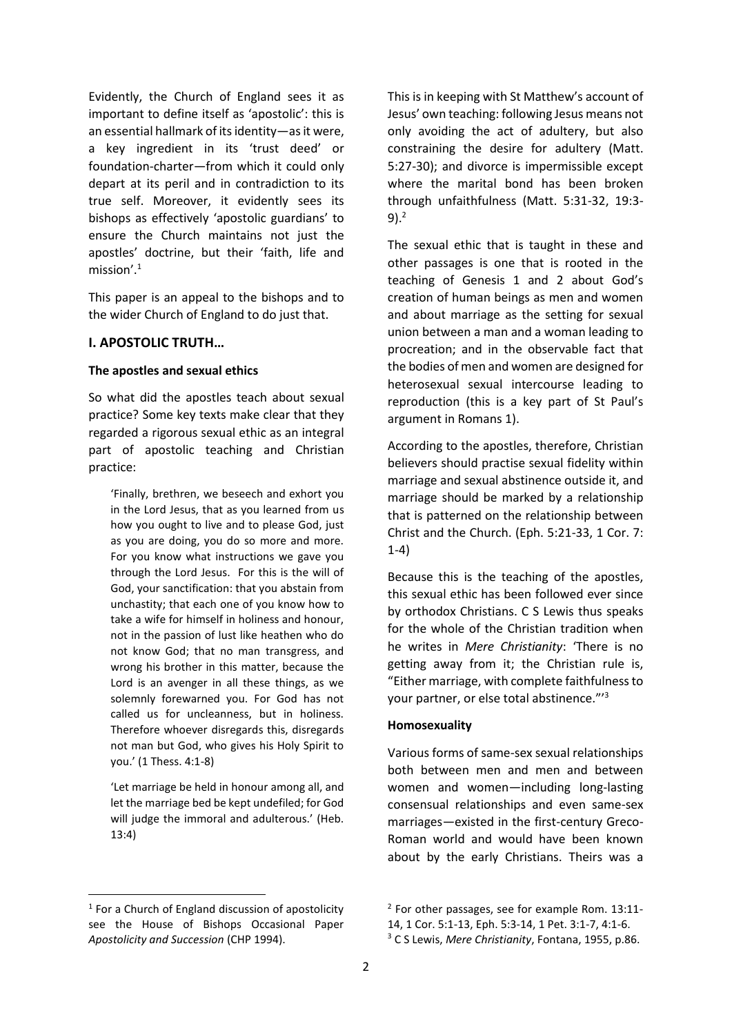Evidently, the Church of England sees it as important to define itself as 'apostolic': this is an essential hallmark of its identity—as it were, a key ingredient in its 'trust deed' or foundation-charter—from which it could only depart at its peril and in contradiction to its true self. Moreover, it evidently sees its bishops as effectively 'apostolic guardians' to ensure the Church maintains not just the apostles' doctrine, but their 'faith, life and mission'.[1]

This paper is an appeal to the bishops and to the wider Church of England to do just that.

## I. APOSTOLIC TRUTH…

### The apostles and sexual ethics

So what did the apostles teach about sexual practice? Some key texts make clear that they regarded a rigorous sexual ethic as an integral part of apostolic teaching and Christian practice:

> 'Finally, brethren, we beseech and exhort you in the Lord Jesus, that as you learned from us how you ought to live and to please God, just as you are doing, you do so more and more. For you know what instructions we gave you through the Lord Jesus. For this is the will of God, your sanctification: that you abstain from unchastity; that each one of you know how to take a wife for himself in holiness and honour, not in the passion of lust like heathen who do not know God; that no man transgress, and wrong his brother in this matter, because the Lord is an avenger in all these things, as we solemnly forewarned you. For God has not called us for uncleanness, but in holiness. Therefore whoever disregards this, disregards not man but God, who gives his Holy Spirit to you.' (1 Thess. 4:1-8)

> 'Let marriage be held in honour among all, and let the marriage bed be kept undefiled; for God will judge the immoral and adulterous.' (Heb. 13:4)

This is in keeping with St Matthew's account of Jesus' own teaching: following Jesus means not only avoiding the act of adultery, but also constraining the desire for adultery (Matt. 5:27-30); and divorce is impermissible except where the marital bond has been broken through unfaithfulness (Matt. 5:31-32, 19:3-9).[2]

The sexual ethic that is taught in these and other passages is one that is rooted in the teaching of Genesis 1 and 2 about God's creation of human beings as men and women and about marriage as the setting for sexual union between a man and a woman leading to procreation; and in the observable fact that the bodies of men and women are designed for heterosexual sexual intercourse leading to reproduction (this is a key part of St Paul's argument in Romans 1).

According to the apostles, therefore, Christian believers should practise sexual fidelity within marriage and sexual abstinence outside it, and marriage should be marked by a relationship that is patterned on the relationship between Christ and the Church. (Eph. 5:21-33, 1 Cor. 7: 1-4)

Because this is the teaching of the apostles, this sexual ethic has been followed ever since by orthodox Christians. C S Lewis thus speaks for the whole of the Christian tradition when he writes in *Mere Christianity*: 'There is no getting away from it; the Christian rule is, "Either marriage, with complete faithfulness to your partner, or else total abstinence."'[3]

### Homosexuality

Various forms of same-sex sexual relationships both between men and men and between women and women—including long-lasting consensual relationships and even same-sex marriages—existed in the first-century Greco-Roman world and would have been known about by the early Christians. Theirs was a

---

[1] For a Church of England discussion of apostolicity see the House of Bishops Occasional Paper *Apostolicity and Succession* (CHP 1994).

[2] For other passages, see for example Rom. 13:11-14, 1 Cor. 5:1-13, Eph. 5:3-14, 1 Pet. 3:1-7, 4:1-6.

[3] C S Lewis, *Mere Christianity*, Fontana, 1955, p.86.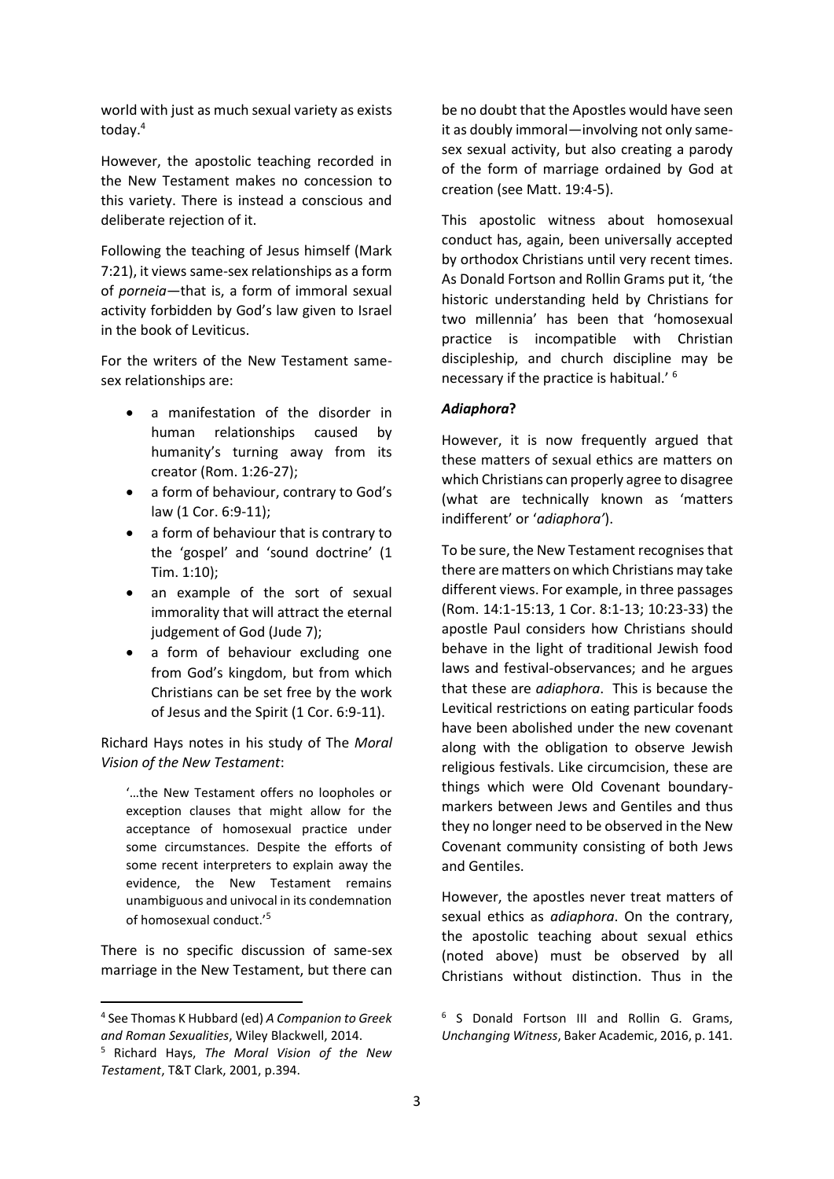world with just as much sexual variety as exists today.[4]

However, the apostolic teaching recorded in the New Testament makes no concession to this variety. There is instead a conscious and deliberate rejection of it.

Following the teaching of Jesus himself (Mark 7:21), it views same-sex relationships as a form of *porneia*—that is, a form of immoral sexual activity forbidden by God's law given to Israel in the book of Leviticus.

For the writers of the New Testament same-sex relationships are:

- a manifestation of the disorder in human relationships caused by humanity's turning away from its creator (Rom. 1:26-27);
- a form of behaviour, contrary to God's law (1 Cor. 6:9-11);
- a form of behaviour that is contrary to the 'gospel' and 'sound doctrine' (1 Tim. 1:10);
- an example of the sort of sexual immorality that will attract the eternal judgement of God (Jude 7);
- a form of behaviour excluding one from God's kingdom, but from which Christians can be set free by the work of Jesus and the Spirit (1 Cor. 6:9-11).

Richard Hays notes in his study of The *Moral Vision of the New Testament*:

> '…the New Testament offers no loopholes or exception clauses that might allow for the acceptance of homosexual practice under some circumstances. Despite the efforts of some recent interpreters to explain away the evidence, the New Testament remains unambiguous and univocal in its condemnation of homosexual conduct.'[5]

There is no specific discussion of same-sex marriage in the New Testament, but there can be no doubt that the Apostles would have seen it as doubly immoral—involving not only same-sex sexual activity, but also creating a parody of the form of marriage ordained by God at creation (see Matt. 19:4-5).

This apostolic witness about homosexual conduct has, again, been universally accepted by orthodox Christians until very recent times. As Donald Fortson and Rollin Grams put it, 'the historic understanding held by Christians for two millennia' has been that 'homosexual practice is incompatible with Christian discipleship, and church discipline may be necessary if the practice is habitual.' [6]

### *Adiaphora*?

However, it is now frequently argued that these matters of sexual ethics are matters on which Christians can properly agree to disagree (what are technically known as 'matters indifferent' or '*adiaphora'*).

To be sure, the New Testament recognises that there are matters on which Christians may take different views. For example, in three passages (Rom. 14:1-15:13, 1 Cor. 8:1-13; 10:23-33) the apostle Paul considers how Christians should behave in the light of traditional Jewish food laws and festival-observances; and he argues that these are *adiaphora*. This is because the Levitical restrictions on eating particular foods have been abolished under the new covenant along with the obligation to observe Jewish religious festivals. Like circumcision, these are things which were Old Covenant boundary-markers between Jews and Gentiles and thus they no longer need to be observed in the New Covenant community consisting of both Jews and Gentiles.

However, the apostles never treat matters of sexual ethics as *adiaphora*. On the contrary, the apostolic teaching about sexual ethics (noted above) must be observed by all Christians without distinction. Thus in the

---

[4] See Thomas K Hubbard (ed) *A Companion to Greek and Roman Sexualities*, Wiley Blackwell, 2014.

[5] Richard Hays, *The Moral Vision of the New Testament*, T&T Clark, 2001, p.394.

[6] S Donald Fortson III and Rollin G. Grams, *Unchanging Witness*, Baker Academic, 2016, p. 141.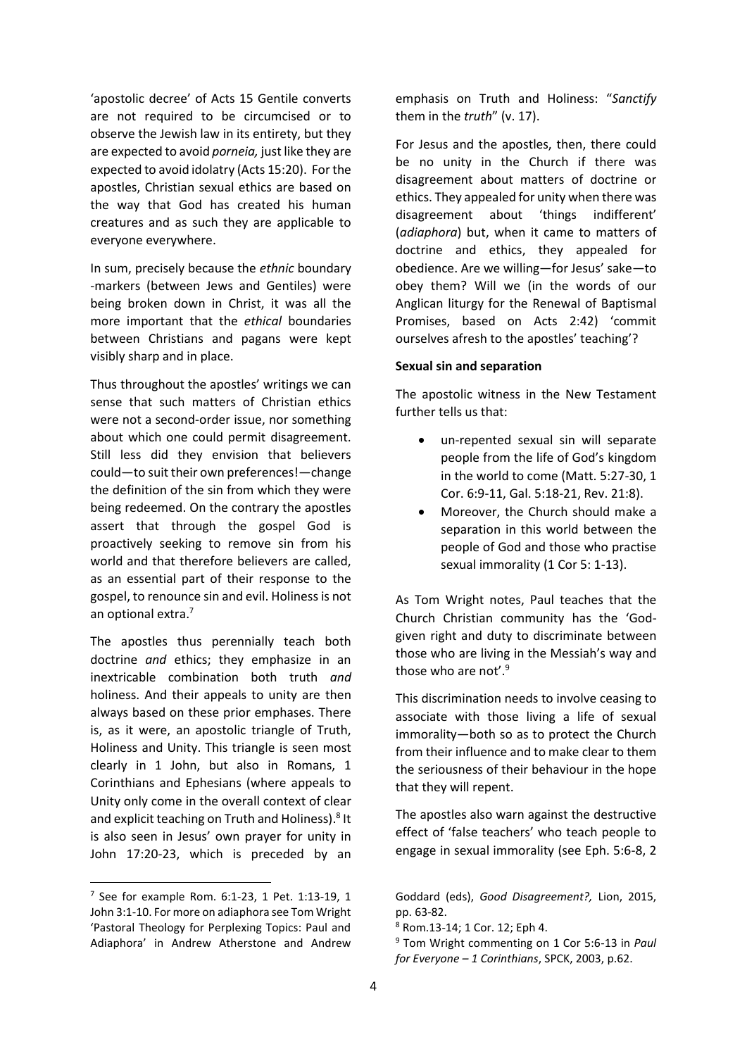'apostolic decree' of Acts 15 Gentile converts are not required to be circumcised or to observe the Jewish law in its entirety, but they are expected to avoid *porneia,* just like they are expected to avoid idolatry (Acts 15:20). For the apostles, Christian sexual ethics are based on the way that God has created his human creatures and as such they are applicable to everyone everywhere.

In sum, precisely because the *ethnic* boundary -markers (between Jews and Gentiles) were being broken down in Christ, it was all the more important that the *ethical* boundaries between Christians and pagans were kept visibly sharp and in place.

Thus throughout the apostles' writings we can sense that such matters of Christian ethics were not a second-order issue, nor something about which one could permit disagreement. Still less did they envision that believers could—to suit their own preferences!—change the definition of the sin from which they were being redeemed. On the contrary the apostles assert that through the gospel God is proactively seeking to remove sin from his world and that therefore believers are called, as an essential part of their response to the gospel, to renounce sin and evil. Holiness is not an optional extra.[7]

The apostles thus perennially teach both doctrine *and* ethics; they emphasize in an inextricable combination both truth *and* holiness. And their appeals to unity are then always based on these prior emphases. There is, as it were, an apostolic triangle of Truth, Holiness and Unity. This triangle is seen most clearly in 1 John, but also in Romans, 1 Corinthians and Ephesians (where appeals to Unity only come in the overall context of clear and explicit teaching on Truth and Holiness).[8] It is also seen in Jesus' own prayer for unity in John 17:20-23, which is preceded by an emphasis on Truth and Holiness: "*Sanctify* them in the *truth*" (v. 17).

For Jesus and the apostles, then, there could be no unity in the Church if there was disagreement about matters of doctrine or ethics. They appealed for unity when there was disagreement about 'things indifferent' (*adiaphora*) but, when it came to matters of doctrine and ethics, they appealed for obedience. Are we willing—for Jesus' sake—to obey them? Will we (in the words of our Anglican liturgy for the Renewal of Baptismal Promises, based on Acts 2:42) 'commit ourselves afresh to the apostles' teaching'?

**Sexual sin and separation**

The apostolic witness in the New Testament further tells us that:

- un-repented sexual sin will separate people from the life of God's kingdom in the world to come (Matt. 5:27-30, 1 Cor. 6:9-11, Gal. 5:18-21, Rev. 21:8).
- Moreover, the Church should make a separation in this world between the people of God and those who practise sexual immorality (1 Cor 5: 1-13).

As Tom Wright notes, Paul teaches that the Church Christian community has the 'God-given right and duty to discriminate between those who are living in the Messiah's way and those who are not'.[9]

This discrimination needs to involve ceasing to associate with those living a life of sexual immorality—both so as to protect the Church from their influence and to make clear to them the seriousness of their behaviour in the hope that they will repent.

The apostles also warn against the destructive effect of 'false teachers' who teach people to engage in sexual immorality (see Eph. 5:6-8, 2

---

[7] See for example Rom. 6:1-23, 1 Pet. 1:13-19, 1 John 3:1-10. For more on adiaphora see Tom Wright 'Pastoral Theology for Perplexing Topics: Paul and Adiaphora' in Andrew Atherstone and Andrew Goddard (eds), *Good Disagreement?,* Lion, 2015, pp. 63-82.

[8] Rom.13-14; 1 Cor. 12; Eph 4.

[9] Tom Wright commenting on 1 Cor 5:6-13 in *Paul for Everyone – 1 Corinthians*, SPCK, 2003, p.62.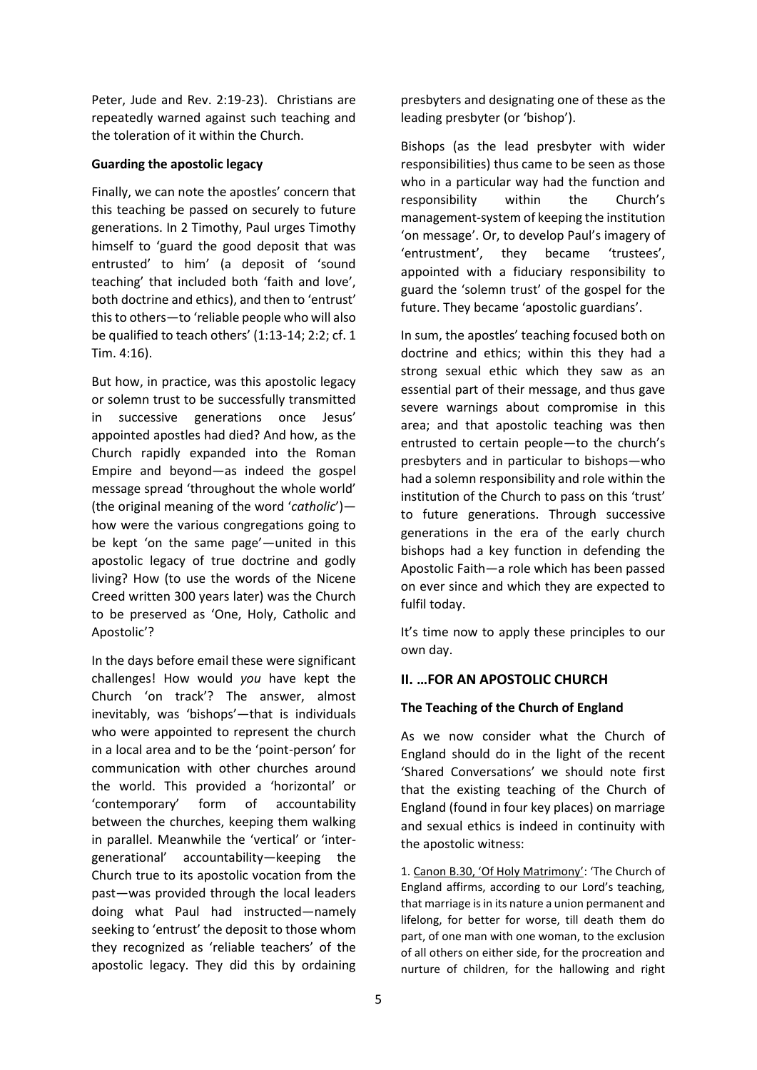Peter, Jude and Rev. 2:19-23). Christians are repeatedly warned against such teaching and the toleration of it within the Church.

**Guarding the apostolic legacy**

Finally, we can note the apostles' concern that this teaching be passed on securely to future generations. In 2 Timothy, Paul urges Timothy himself to 'guard the good deposit that was entrusted' to him' (a deposit of 'sound teaching' that included both 'faith and love', both doctrine and ethics), and then to 'entrust' this to others—to 'reliable people who will also be qualified to teach others' (1:13-14; 2:2; cf. 1 Tim. 4:16).

But how, in practice, was this apostolic legacy or solemn trust to be successfully transmitted in successive generations once Jesus' appointed apostles had died? And how, as the Church rapidly expanded into the Roman Empire and beyond—as indeed the gospel message spread 'throughout the whole world' (the original meaning of the word '*catholic*')—how were the various congregations going to be kept 'on the same page'—united in this apostolic legacy of true doctrine and godly living? How (to use the words of the Nicene Creed written 300 years later) was the Church to be preserved as 'One, Holy, Catholic and Apostolic'?

In the days before email these were significant challenges! How would *you* have kept the Church 'on track'? The answer, almost inevitably, was 'bishops'—that is individuals who were appointed to represent the church in a local area and to be the 'point-person' for communication with other churches around the world. This provided a 'horizontal' or 'contemporary' form of accountability between the churches, keeping them walking in parallel. Meanwhile the 'vertical' or 'inter-generational' accountability—keeping the Church true to its apostolic vocation from the past—was provided through the local leaders doing what Paul had instructed—namely seeking to 'entrust' the deposit to those whom they recognized as 'reliable teachers' of the apostolic legacy. They did this by ordaining presbyters and designating one of these as the leading presbyter (or 'bishop').

Bishops (as the lead presbyter with wider responsibilities) thus came to be seen as those who in a particular way had the function and responsibility within the Church's management-system of keeping the institution 'on message'. Or, to develop Paul's imagery of 'entrustment', they became 'trustees', appointed with a fiduciary responsibility to guard the 'solemn trust' of the gospel for the future. They became 'apostolic guardians'.

In sum, the apostles' teaching focused both on doctrine and ethics; within this they had a strong sexual ethic which they saw as an essential part of their message, and thus gave severe warnings about compromise in this area; and that apostolic teaching was then entrusted to certain people—to the church's presbyters and in particular to bishops—who had a solemn responsibility and role within the institution of the Church to pass on this 'trust' to future generations. Through successive generations in the era of the early church bishops had a key function in defending the Apostolic Faith—a role which has been passed on ever since and which they are expected to fulfil today.

It's time now to apply these principles to our own day.

## II. …FOR AN APOSTOLIC CHURCH

**The Teaching of the Church of England**

As we now consider what the Church of England should do in the light of the recent 'Shared Conversations' we should note first that the existing teaching of the Church of England (found in four key places) on marriage and sexual ethics is indeed in continuity with the apostolic witness:

1. Canon B.30, 'Of Holy Matrimony': 'The Church of England affirms, according to our Lord's teaching, that marriage is in its nature a union permanent and lifelong, for better for worse, till death them do part, of one man with one woman, to the exclusion of all others on either side, for the procreation and nurture of children, for the hallowing and right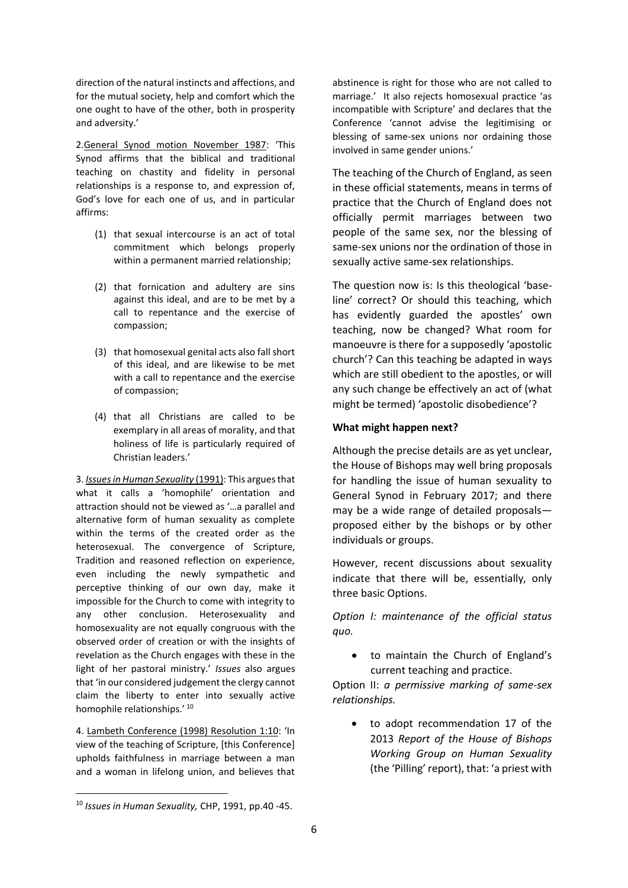direction of the natural instincts and affections, and for the mutual society, help and comfort which the one ought to have of the other, both in prosperity and adversity.'

2. General Synod motion November 1987: 'This Synod affirms that the biblical and traditional teaching on chastity and fidelity in personal relationships is a response to, and expression of, God's love for each one of us, and in particular affirms:

(1) that sexual intercourse is an act of total commitment which belongs properly within a permanent married relationship;

(2) that fornication and adultery are sins against this ideal, and are to be met by a call to repentance and the exercise of compassion;

(3) that homosexual genital acts also fall short of this ideal, and are likewise to be met with a call to repentance and the exercise of compassion;

(4) that all Christians are called to be exemplary in all areas of morality, and that holiness of life is particularly required of Christian leaders.'

3. *Issues in Human Sexuality* (1991): This argues that what it calls a 'homophile' orientation and attraction should not be viewed as '…a parallel and alternative form of human sexuality as complete within the terms of the created order as the heterosexual. The convergence of Scripture, Tradition and reasoned reflection on experience, even including the newly sympathetic and perceptive thinking of our own day, make it impossible for the Church to come with integrity to any other conclusion. Heterosexuality and homosexuality are not equally congruous with the observed order of creation or with the insights of revelation as the Church engages with these in the light of her pastoral ministry.' *Issues* also argues that 'in our considered judgement the clergy cannot claim the liberty to enter into sexually active homophile relationships.'[10]

4. Lambeth Conference (1998) Resolution 1:10: 'In view of the teaching of Scripture, [this Conference] upholds faithfulness in marriage between a man and a woman in lifelong union, and believes that abstinence is right for those who are not called to marriage.' It also rejects homosexual practice 'as incompatible with Scripture' and declares that the Conference 'cannot advise the legitimising or blessing of same-sex unions nor ordaining those involved in same gender unions.'

The teaching of the Church of England, as seen in these official statements, means in terms of practice that the Church of England does not officially permit marriages between two people of the same sex, nor the blessing of same-sex unions nor the ordination of those in sexually active same-sex relationships.

The question now is: Is this theological 'base-line' correct? Or should this teaching, which has evidently guarded the apostles' own teaching, now be changed? What room for manoeuvre is there for a supposedly 'apostolic church'? Can this teaching be adapted in ways which are still obedient to the apostles, or will any such change be effectively an act of (what might be termed) 'apostolic disobedience'?

**What might happen next?**

Although the precise details are as yet unclear, the House of Bishops may well bring proposals for handling the issue of human sexuality to General Synod in February 2017; and there may be a wide range of detailed proposals—proposed either by the bishops or by other individuals or groups.

However, recent discussions about sexuality indicate that there will be, essentially, only three basic Options.

*Option I: maintenance of the official status quo.*

- to maintain the Church of England's current teaching and practice.

Option II: *a permissive marking of same-sex relationships.*

- to adopt recommendation 17 of the 2013 *Report of the House of Bishops Working Group on Human Sexuality* (the 'Pilling' report), that: 'a priest with

[10] *Issues in Human Sexuality,* CHP, 1991, pp.40 -45.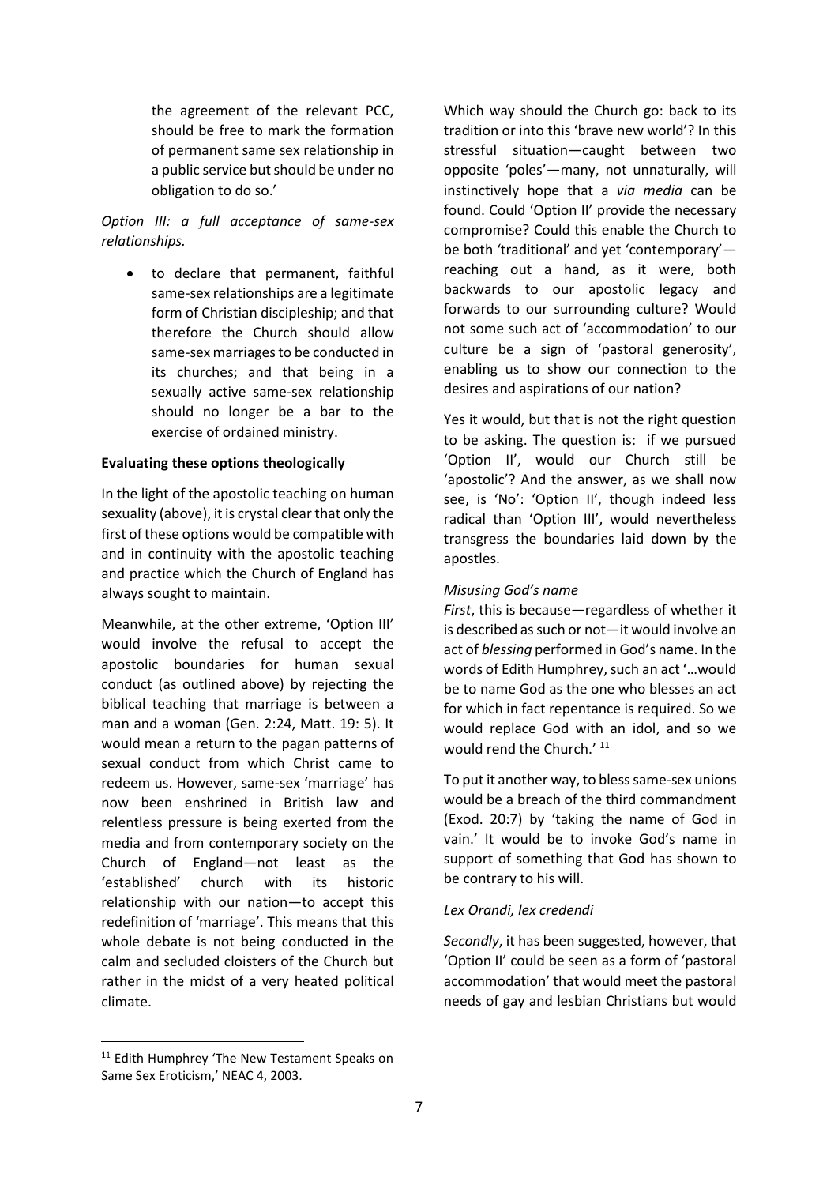the agreement of the relevant PCC, should be free to mark the formation of permanent same sex relationship in a public service but should be under no obligation to do so.'

*Option III: a full acceptance of same-sex relationships.*

- to declare that permanent, faithful same-sex relationships are a legitimate form of Christian discipleship; and that therefore the Church should allow same-sex marriages to be conducted in its churches; and that being in a sexually active same-sex relationship should no longer be a bar to the exercise of ordained ministry.

**Evaluating these options theologically**

In the light of the apostolic teaching on human sexuality (above), it is crystal clear that only the first of these options would be compatible with and in continuity with the apostolic teaching and practice which the Church of England has always sought to maintain.

Meanwhile, at the other extreme, 'Option III' would involve the refusal to accept the apostolic boundaries for human sexual conduct (as outlined above) by rejecting the biblical teaching that marriage is between a man and a woman (Gen. 2:24, Matt. 19: 5). It would mean a return to the pagan patterns of sexual conduct from which Christ came to redeem us. However, same-sex 'marriage' has now been enshrined in British law and relentless pressure is being exerted from the media and from contemporary society on the Church of England—not least as the 'established' church with its historic relationship with our nation—to accept this redefinition of 'marriage'. This means that this whole debate is not being conducted in the calm and secluded cloisters of the Church but rather in the midst of a very heated political climate.

Which way should the Church go: back to its tradition or into this 'brave new world'? In this stressful situation—caught between two opposite 'poles'—many, not unnaturally, will instinctively hope that a *via media* can be found. Could 'Option II' provide the necessary compromise? Could this enable the Church to be both 'traditional' and yet 'contemporary'—reaching out a hand, as it were, both backwards to our apostolic legacy and forwards to our surrounding culture? Would not some such act of 'accommodation' to our culture be a sign of 'pastoral generosity', enabling us to show our connection to the desires and aspirations of our nation?

Yes it would, but that is not the right question to be asking. The question is: if we pursued 'Option II', would our Church still be 'apostolic'? And the answer, as we shall now see, is 'No': 'Option II', though indeed less radical than 'Option III', would nevertheless transgress the boundaries laid down by the apostles.

*Misusing God's name*

*First*, this is because—regardless of whether it is described as such or not—it would involve an act of *blessing* performed in God's name. In the words of Edith Humphrey, such an act '…would be to name God as the one who blesses an act for which in fact repentance is required. So we would replace God with an idol, and so we would rend the Church.' [11]

To put it another way, to bless same-sex unions would be a breach of the third commandment (Exod. 20:7) by 'taking the name of God in vain.' It would be to invoke God's name in support of something that God has shown to be contrary to his will.

*Lex Orandi, lex credendi*

*Secondly*, it has been suggested, however, that 'Option II' could be seen as a form of 'pastoral accommodation' that would meet the pastoral needs of gay and lesbian Christians but would

[11] Edith Humphrey 'The New Testament Speaks on Same Sex Eroticism,' NEAC 4, 2003.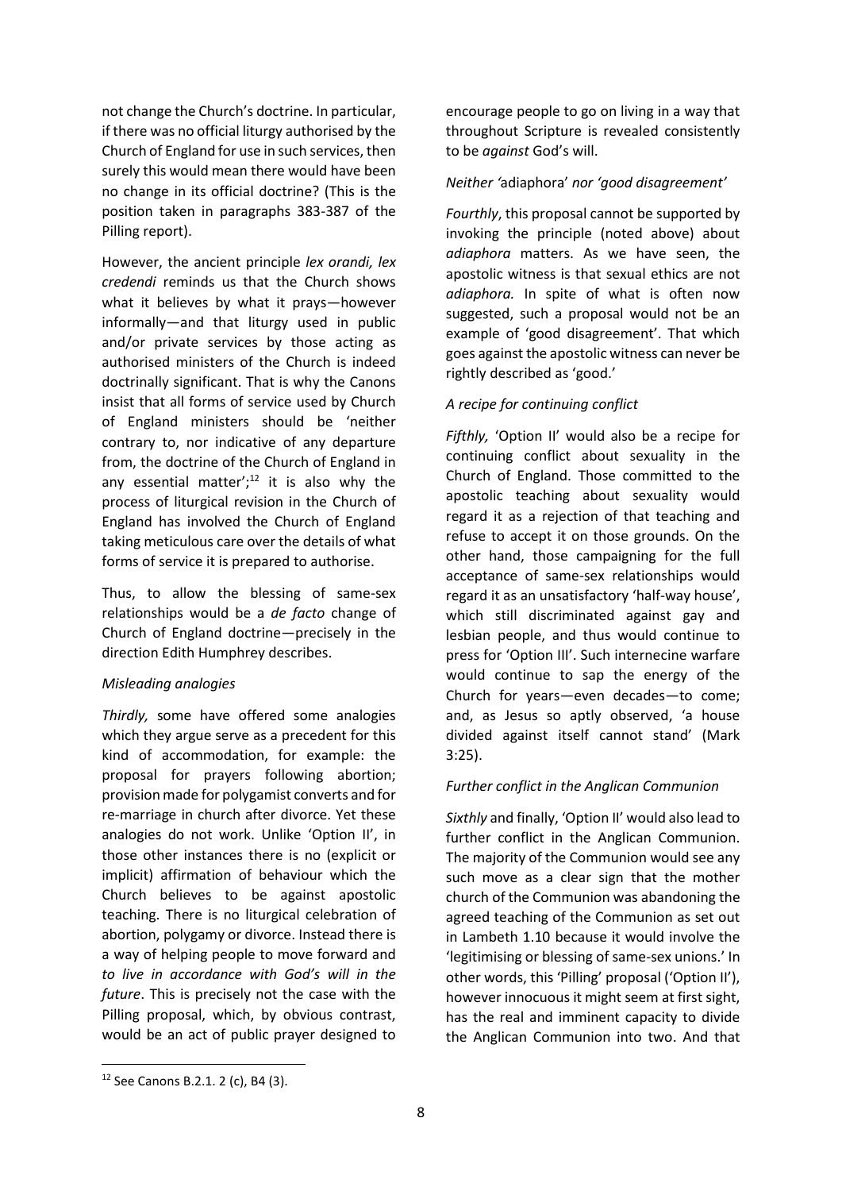not change the Church's doctrine. In particular, if there was no official liturgy authorised by the Church of England for use in such services, then surely this would mean there would have been no change in its official doctrine? (This is the position taken in paragraphs 383-387 of the Pilling report).

However, the ancient principle *lex orandi, lex credendi* reminds us that the Church shows what it believes by what it prays—however informally—and that liturgy used in public and/or private services by those acting as authorised ministers of the Church is indeed doctrinally significant. That is why the Canons insist that all forms of service used by Church of England ministers should be 'neither contrary to, nor indicative of any departure from, the doctrine of the Church of England in any essential matter';[12] it is also why the process of liturgical revision in the Church of England has involved the Church of England taking meticulous care over the details of what forms of service it is prepared to authorise.

Thus, to allow the blessing of same-sex relationships would be a *de facto* change of Church of England doctrine—precisely in the direction Edith Humphrey describes.

*Misleading analogies*

*Thirdly,* some have offered some analogies which they argue serve as a precedent for this kind of accommodation, for example: the proposal for prayers following abortion; provision made for polygamist converts and for re-marriage in church after divorce. Yet these analogies do not work. Unlike 'Option II', in those other instances there is no (explicit or implicit) affirmation of behaviour which the Church believes to be against apostolic teaching. There is no liturgical celebration of abortion, polygamy or divorce. Instead there is a way of helping people to move forward and *to live in accordance with God's will in the future*. This is precisely not the case with the Pilling proposal, which, by obvious contrast, would be an act of public prayer designed to encourage people to go on living in a way that throughout Scripture is revealed consistently to be *against* God's will.

*Neither* 'adiaphora' *nor 'good disagreement'*

*Fourthly*, this proposal cannot be supported by invoking the principle (noted above) about *adiaphora* matters. As we have seen, the apostolic witness is that sexual ethics are not *adiaphora.* In spite of what is often now suggested, such a proposal would not be an example of 'good disagreement'. That which goes against the apostolic witness can never be rightly described as 'good.'

*A recipe for continuing conflict*

*Fifthly,* 'Option II' would also be a recipe for continuing conflict about sexuality in the Church of England. Those committed to the apostolic teaching about sexuality would regard it as a rejection of that teaching and refuse to accept it on those grounds. On the other hand, those campaigning for the full acceptance of same-sex relationships would regard it as an unsatisfactory 'half-way house', which still discriminated against gay and lesbian people, and thus would continue to press for 'Option III'. Such internecine warfare would continue to sap the energy of the Church for years—even decades—to come; and, as Jesus so aptly observed, 'a house divided against itself cannot stand' (Mark 3:25).

*Further conflict in the Anglican Communion*

*Sixthly* and finally, 'Option II' would also lead to further conflict in the Anglican Communion. The majority of the Communion would see any such move as a clear sign that the mother church of the Communion was abandoning the agreed teaching of the Communion as set out in Lambeth 1.10 because it would involve the 'legitimising or blessing of same-sex unions.' In other words, this 'Pilling' proposal ('Option II'), however innocuous it might seem at first sight, has the real and imminent capacity to divide the Anglican Communion into two. And that

[12] See Canons B.2.1. 2 (c), B4 (3).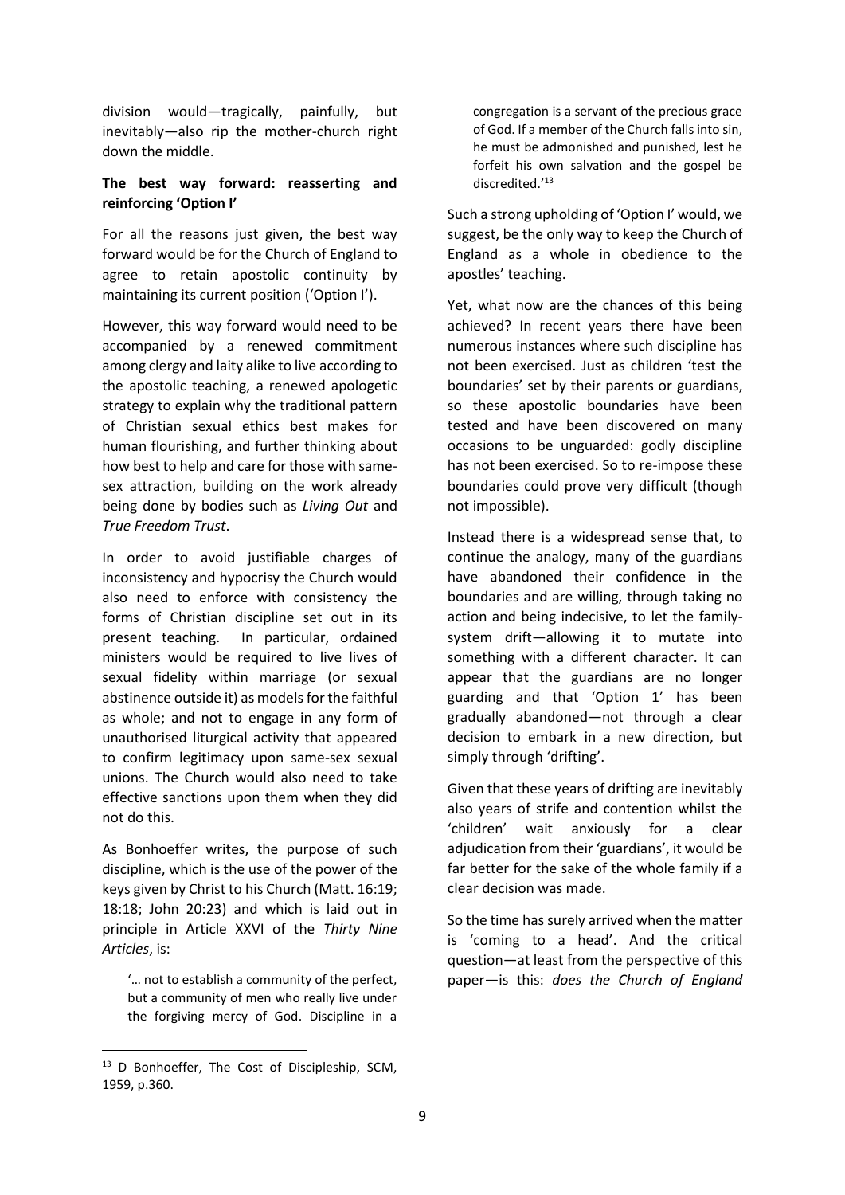division would—tragically, painfully, but inevitably—also rip the mother-church right down the middle.

**The best way forward: reasserting and reinforcing 'Option I'**

For all the reasons just given, the best way forward would be for the Church of England to agree to retain apostolic continuity by maintaining its current position ('Option I').

However, this way forward would need to be accompanied by a renewed commitment among clergy and laity alike to live according to the apostolic teaching, a renewed apologetic strategy to explain why the traditional pattern of Christian sexual ethics best makes for human flourishing, and further thinking about how best to help and care for those with same-sex attraction, building on the work already being done by bodies such as *Living Out* and *True Freedom Trust*.

In order to avoid justifiable charges of inconsistency and hypocrisy the Church would also need to enforce with consistency the forms of Christian discipline set out in its present teaching. In particular, ordained ministers would be required to live lives of sexual fidelity within marriage (or sexual abstinence outside it) as models for the faithful as whole; and not to engage in any form of unauthorised liturgical activity that appeared to confirm legitimacy upon same-sex sexual unions. The Church would also need to take effective sanctions upon them when they did not do this.

As Bonhoeffer writes, the purpose of such discipline, which is the use of the power of the keys given by Christ to his Church (Matt. 16:19; 18:18; John 20:23) and which is laid out in principle in Article XXVI of the *Thirty Nine Articles*, is:

> '… not to establish a community of the perfect, but a community of men who really live under the forgiving mercy of God. Discipline in a congregation is a servant of the precious grace of God. If a member of the Church falls into sin, he must be admonished and punished, lest he forfeit his own salvation and the gospel be discredited.'[13]

Such a strong upholding of 'Option I' would, we suggest, be the only way to keep the Church of England as a whole in obedience to the apostles' teaching.

Yet, what now are the chances of this being achieved? In recent years there have been numerous instances where such discipline has not been exercised. Just as children 'test the boundaries' set by their parents or guardians, so these apostolic boundaries have been tested and have been discovered on many occasions to be unguarded: godly discipline has not been exercised. So to re-impose these boundaries could prove very difficult (though not impossible).

Instead there is a widespread sense that, to continue the analogy, many of the guardians have abandoned their confidence in the boundaries and are willing, through taking no action and being indecisive, to let the family-system drift—allowing it to mutate into something with a different character. It can appear that the guardians are no longer guarding and that 'Option 1' has been gradually abandoned—not through a clear decision to embark in a new direction, but simply through 'drifting'.

Given that these years of drifting are inevitably also years of strife and contention whilst the 'children' wait anxiously for a clear adjudication from their 'guardians', it would be far better for the sake of the whole family if a clear decision was made.

So the time has surely arrived when the matter is 'coming to a head'. And the critical question—at least from the perspective of this paper—is this: *does the Church of England*

---

[13] D Bonhoeffer, The Cost of Discipleship, SCM, 1959, p.360.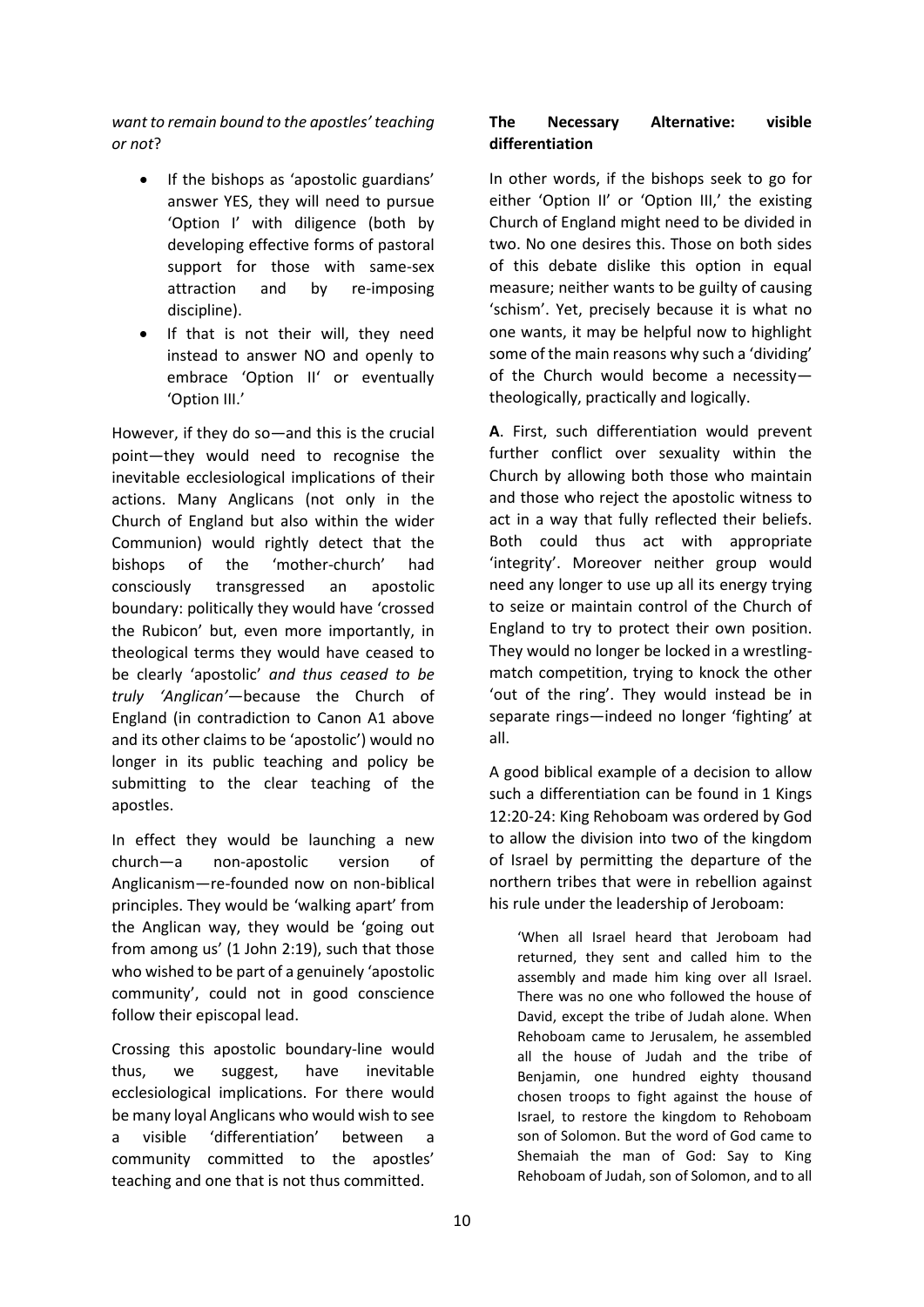*want to remain bound to the apostles' teaching or not*?

- If the bishops as 'apostolic guardians' answer YES, they will need to pursue 'Option I' with diligence (both by developing effective forms of pastoral support for those with same-sex attraction and by re-imposing discipline).
- If that is not their will, they need instead to answer NO and openly to embrace 'Option II' or eventually 'Option III.'

However, if they do so—and this is the crucial point—they would need to recognise the inevitable ecclesiological implications of their actions. Many Anglicans (not only in the Church of England but also within the wider Communion) would rightly detect that the bishops of the 'mother-church' had consciously transgressed an apostolic boundary: politically they would have 'crossed the Rubicon' but, even more importantly, in theological terms they would have ceased to be clearly 'apostolic' *and thus ceased to be truly 'Anglican'*—because the Church of England (in contradiction to Canon A1 above and its other claims to be 'apostolic') would no longer in its public teaching and policy be submitting to the clear teaching of the apostles.

In effect they would be launching a new church—a non-apostolic version of Anglicanism—re-founded now on non-biblical principles. They would be 'walking apart' from the Anglican way, they would be 'going out from among us' (1 John 2:19), such that those who wished to be part of a genuinely 'apostolic community', could not in good conscience follow their episcopal lead.

Crossing this apostolic boundary-line would thus, we suggest, have inevitable ecclesiological implications. For there would be many loyal Anglicans who would wish to see a visible 'differentiation' between a community committed to the apostles' teaching and one that is not thus committed.

**The Necessary Alternative: visible differentiation**

In other words, if the bishops seek to go for either 'Option II' or 'Option III,' the existing Church of England might need to be divided in two. No one desires this. Those on both sides of this debate dislike this option in equal measure; neither wants to be guilty of causing 'schism'. Yet, precisely because it is what no one wants, it may be helpful now to highlight some of the main reasons why such a 'dividing' of the Church would become a necessity—theologically, practically and logically.

**A**. First, such differentiation would prevent further conflict over sexuality within the Church by allowing both those who maintain and those who reject the apostolic witness to act in a way that fully reflected their beliefs. Both could thus act with appropriate 'integrity'. Moreover neither group would need any longer to use up all its energy trying to seize or maintain control of the Church of England to try to protect their own position. They would no longer be locked in a wrestling-match competition, trying to knock the other 'out of the ring'. They would instead be in separate rings—indeed no longer 'fighting' at all.

A good biblical example of a decision to allow such a differentiation can be found in 1 Kings 12:20-24: King Rehoboam was ordered by God to allow the division into two of the kingdom of Israel by permitting the departure of the northern tribes that were in rebellion against his rule under the leadership of Jeroboam:

> 'When all Israel heard that Jeroboam had returned, they sent and called him to the assembly and made him king over all Israel. There was no one who followed the house of David, except the tribe of Judah alone. When Rehoboam came to Jerusalem, he assembled all the house of Judah and the tribe of Benjamin, one hundred eighty thousand chosen troops to fight against the house of Israel, to restore the kingdom to Rehoboam son of Solomon. But the word of God came to Shemaiah the man of God: Say to King Rehoboam of Judah, son of Solomon, and to all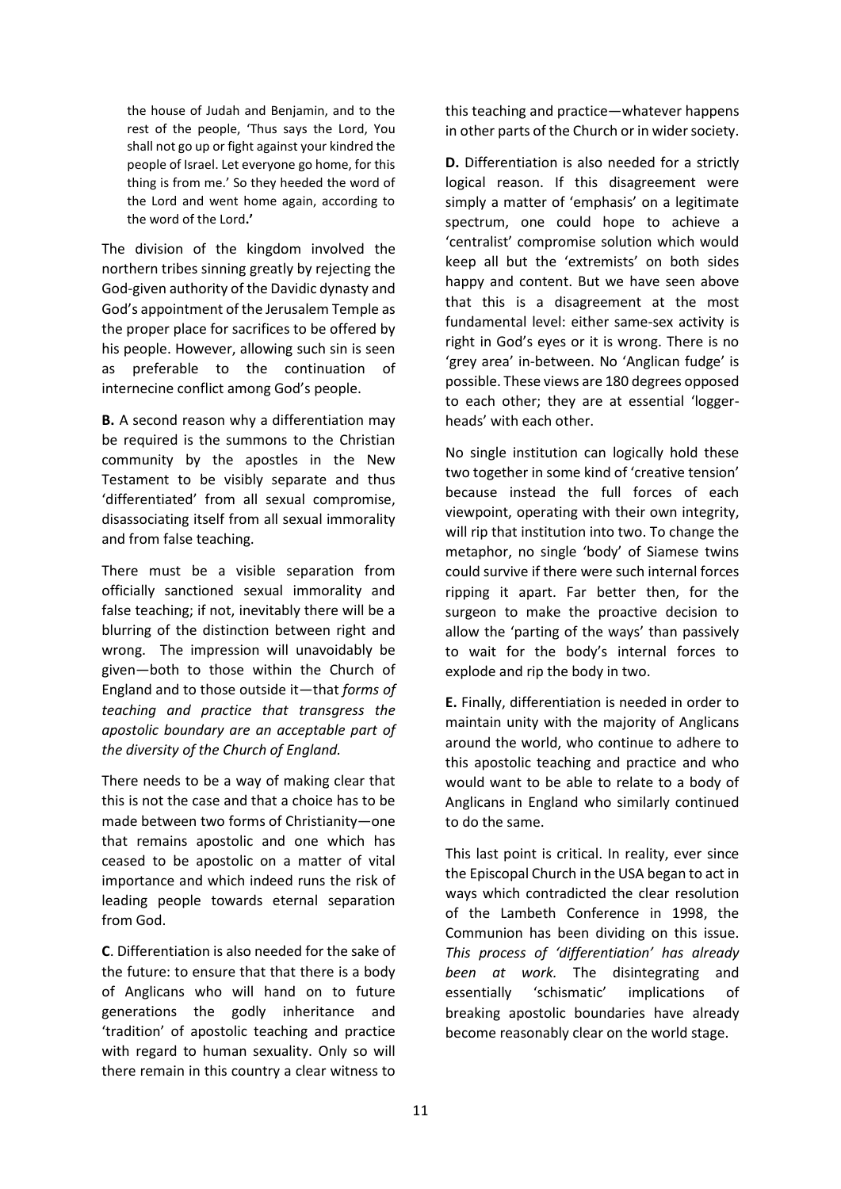> the house of Judah and Benjamin, and to the rest of the people, 'Thus says the Lord, You shall not go up or fight against your kindred the people of Israel. Let everyone go home, for this thing is from me.' So they heeded the word of the Lord and went home again, according to the word of the Lord**.'**

The division of the kingdom involved the northern tribes sinning greatly by rejecting the God-given authority of the Davidic dynasty and God's appointment of the Jerusalem Temple as the proper place for sacrifices to be offered by his people. However, allowing such sin is seen as preferable to the continuation of internecine conflict among God's people.

**B.** A second reason why a differentiation may be required is the summons to the Christian community by the apostles in the New Testament to be visibly separate and thus 'differentiated' from all sexual compromise, disassociating itself from all sexual immorality and from false teaching.

There must be a visible separation from officially sanctioned sexual immorality and false teaching; if not, inevitably there will be a blurring of the distinction between right and wrong. The impression will unavoidably be given—both to those within the Church of England and to those outside it—that *forms of teaching and practice that transgress the apostolic boundary are an acceptable part of the diversity of the Church of England.*

There needs to be a way of making clear that this is not the case and that a choice has to be made between two forms of Christianity—one that remains apostolic and one which has ceased to be apostolic on a matter of vital importance and which indeed runs the risk of leading people towards eternal separation from God.

**C**. Differentiation is also needed for the sake of the future: to ensure that that there is a body of Anglicans who will hand on to future generations the godly inheritance and 'tradition' of apostolic teaching and practice with regard to human sexuality. Only so will there remain in this country a clear witness to this teaching and practice—whatever happens in other parts of the Church or in wider society.

**D.** Differentiation is also needed for a strictly logical reason. If this disagreement were simply a matter of 'emphasis' on a legitimate spectrum, one could hope to achieve a 'centralist' compromise solution which would keep all but the 'extremists' on both sides happy and content. But we have seen above that this is a disagreement at the most fundamental level: either same-sex activity is right in God's eyes or it is wrong. There is no 'grey area' in-between. No 'Anglican fudge' is possible. These views are 180 degrees opposed to each other; they are at essential 'loggerheads' with each other.

No single institution can logically hold these two together in some kind of 'creative tension' because instead the full forces of each viewpoint, operating with their own integrity, will rip that institution into two. To change the metaphor, no single 'body' of Siamese twins could survive if there were such internal forces ripping it apart. Far better then, for the surgeon to make the proactive decision to allow the 'parting of the ways' than passively to wait for the body's internal forces to explode and rip the body in two.

**E.** Finally, differentiation is needed in order to maintain unity with the majority of Anglicans around the world, who continue to adhere to this apostolic teaching and practice and who would want to be able to relate to a body of Anglicans in England who similarly continued to do the same.

This last point is critical. In reality, ever since the Episcopal Church in the USA began to act in ways which contradicted the clear resolution of the Lambeth Conference in 1998, the Communion has been dividing on this issue. *This process of 'differentiation' has already been at work.* The disintegrating and essentially 'schismatic' implications of breaking apostolic boundaries have already become reasonably clear on the world stage.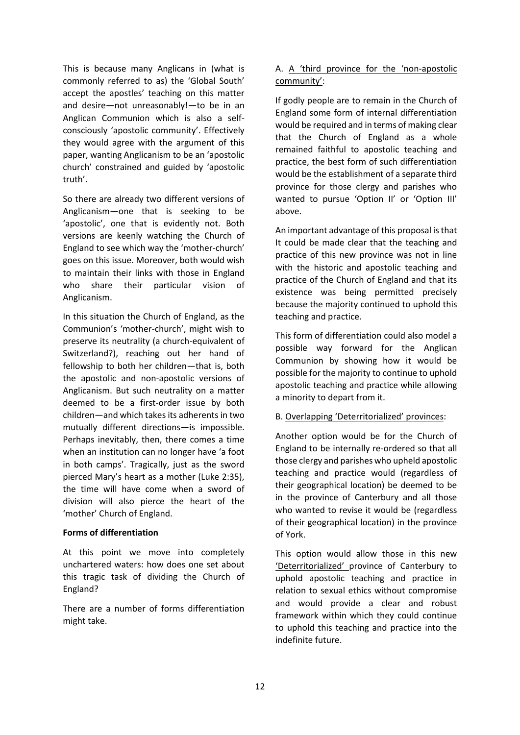This is because many Anglicans in (what is commonly referred to as) the 'Global South' accept the apostles' teaching on this matter and desire—not unreasonably!—to be in an Anglican Communion which is also a self-consciously 'apostolic community'. Effectively they would agree with the argument of this paper, wanting Anglicanism to be an 'apostolic church' constrained and guided by 'apostolic truth'.

So there are already two different versions of Anglicanism—one that is seeking to be 'apostolic', one that is evidently not. Both versions are keenly watching the Church of England to see which way the 'mother-church' goes on this issue. Moreover, both would wish to maintain their links with those in England who share their particular vision of Anglicanism.

In this situation the Church of England, as the Communion's 'mother-church', might wish to preserve its neutrality (a church-equivalent of Switzerland?), reaching out her hand of fellowship to both her children—that is, both the apostolic and non-apostolic versions of Anglicanism. But such neutrality on a matter deemed to be a first-order issue by both children—and which takes its adherents in two mutually different directions—is impossible. Perhaps inevitably, then, there comes a time when an institution can no longer have 'a foot in both camps'. Tragically, just as the sword pierced Mary's heart as a mother (Luke 2:35), the time will have come when a sword of division will also pierce the heart of the 'mother' Church of England.

**Forms of differentiation**

At this point we move into completely unchartered waters: how does one set about this tragic task of dividing the Church of England?

There are a number of forms differentiation might take.

A. <u>A 'third province for the 'non-apostolic community'</u>:

If godly people are to remain in the Church of England some form of internal differentiation would be required and in terms of making clear that the Church of England as a whole remained faithful to apostolic teaching and practice, the best form of such differentiation would be the establishment of a separate third province for those clergy and parishes who wanted to pursue 'Option II' or 'Option III' above.

An important advantage of this proposal is that It could be made clear that the teaching and practice of this new province was not in line with the historic and apostolic teaching and practice of the Church of England and that its existence was being permitted precisely because the majority continued to uphold this teaching and practice.

This form of differentiation could also model a possible way forward for the Anglican Communion by showing how it would be possible for the majority to continue to uphold apostolic teaching and practice while allowing a minority to depart from it.

B. <u>Overlapping 'Deterritorialized' provinces</u>:

Another option would be for the Church of England to be internally re-ordered so that all those clergy and parishes who upheld apostolic teaching and practice would (regardless of their geographical location) be deemed to be in the province of Canterbury and all those who wanted to revise it would be (regardless of their geographical location) in the province of York.

This option would allow those in this new <u>'Deterritorialized'</u> province of Canterbury to uphold apostolic teaching and practice in relation to sexual ethics without compromise and would provide a clear and robust framework within which they could continue to uphold this teaching and practice into the indefinite future.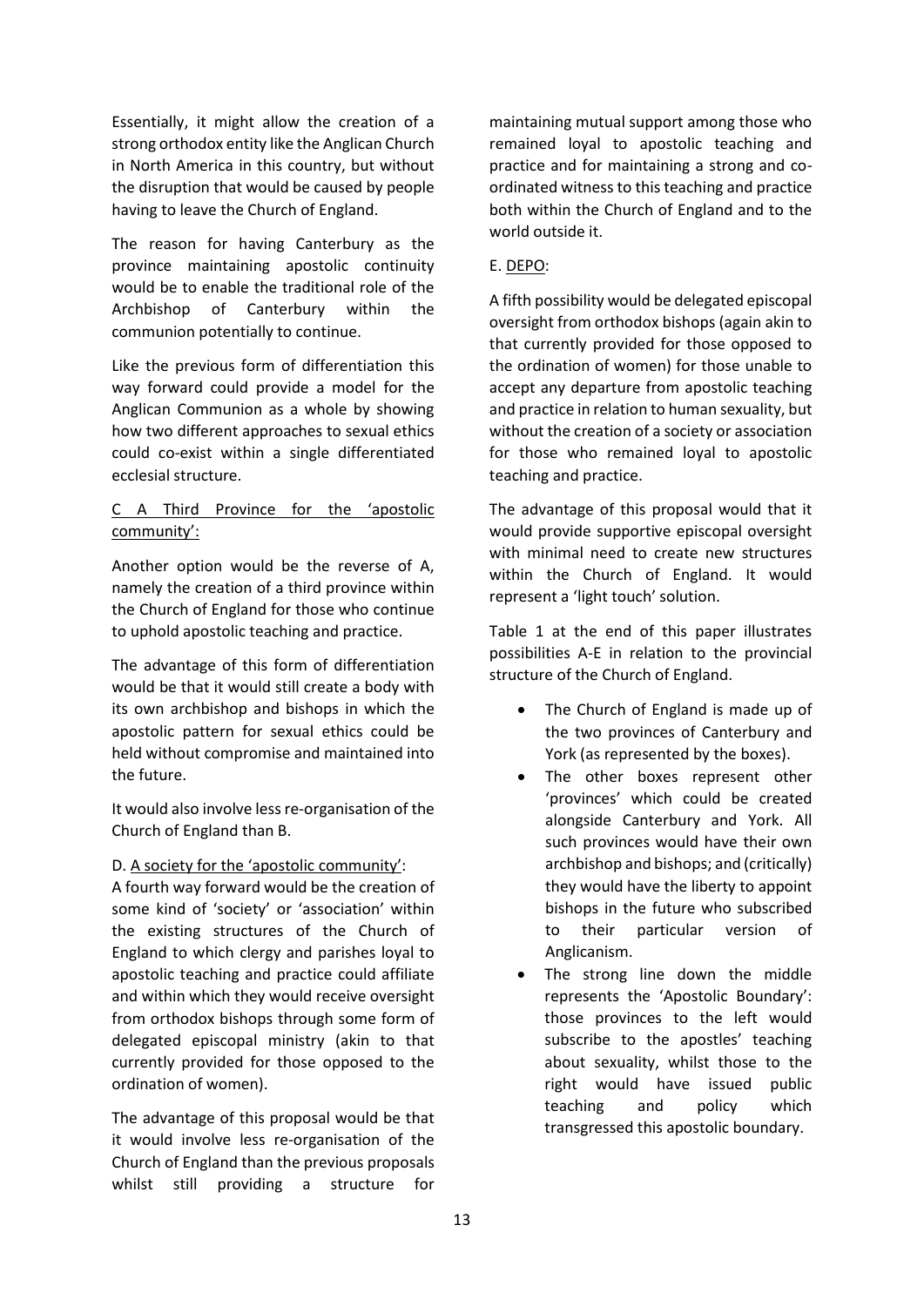Essentially, it might allow the creation of a strong orthodox entity like the Anglican Church in North America in this country, but without the disruption that would be caused by people having to leave the Church of England.

The reason for having Canterbury as the province maintaining apostolic continuity would be to enable the traditional role of the Archbishop of Canterbury within the communion potentially to continue.

Like the previous form of differentiation this way forward could provide a model for the Anglican Communion as a whole by showing how two different approaches to sexual ethics could co-exist within a single differentiated ecclesial structure.

C A Third Province for the 'apostolic community':

Another option would be the reverse of A, namely the creation of a third province within the Church of England for those who continue to uphold apostolic teaching and practice.

The advantage of this form of differentiation would be that it would still create a body with its own archbishop and bishops in which the apostolic pattern for sexual ethics could be held without compromise and maintained into the future.

It would also involve less re-organisation of the Church of England than B.

D. A society for the 'apostolic community':

A fourth way forward would be the creation of some kind of 'society' or 'association' within the existing structures of the Church of England to which clergy and parishes loyal to apostolic teaching and practice could affiliate and within which they would receive oversight from orthodox bishops through some form of delegated episcopal ministry (akin to that currently provided for those opposed to the ordination of women).

The advantage of this proposal would be that it would involve less re-organisation of the Church of England than the previous proposals whilst still providing a structure for maintaining mutual support among those who remained loyal to apostolic teaching and practice and for maintaining a strong and co-ordinated witness to this teaching and practice both within the Church of England and to the world outside it.

E. DEPO:

A fifth possibility would be delegated episcopal oversight from orthodox bishops (again akin to that currently provided for those opposed to the ordination of women) for those unable to accept any departure from apostolic teaching and practice in relation to human sexuality, but without the creation of a society or association for those who remained loyal to apostolic teaching and practice.

The advantage of this proposal would that it would provide supportive episcopal oversight with minimal need to create new structures within the Church of England. It would represent a 'light touch' solution.

Table 1 at the end of this paper illustrates possibilities A-E in relation to the provincial structure of the Church of England.

- The Church of England is made up of the two provinces of Canterbury and York (as represented by the boxes).
- The other boxes represent other 'provinces' which could be created alongside Canterbury and York. All such provinces would have their own archbishop and bishops; and (critically) they would have the liberty to appoint bishops in the future who subscribed to their particular version of Anglicanism.
- The strong line down the middle represents the 'Apostolic Boundary': those provinces to the left would subscribe to the apostles' teaching about sexuality, whilst those to the right would have issued public teaching and policy which transgressed this apostolic boundary.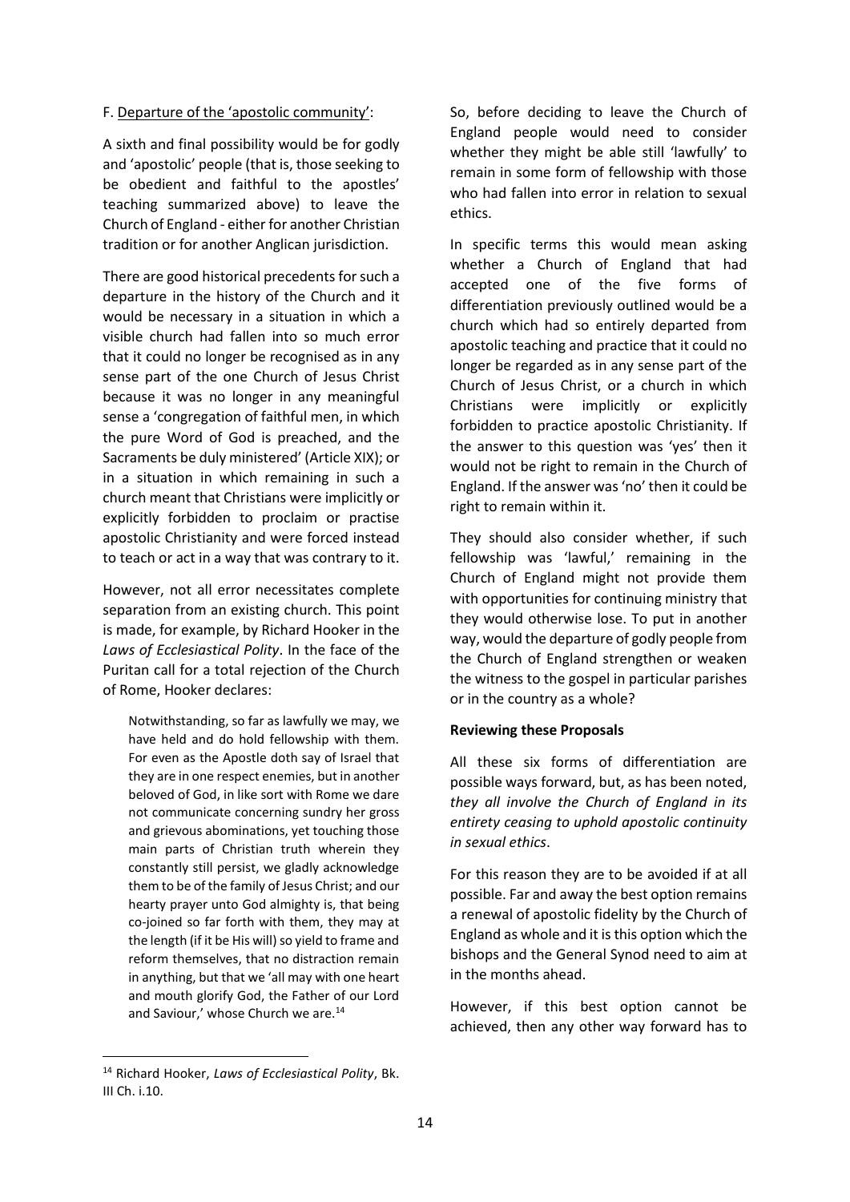F. Departure of the 'apostolic community':

A sixth and final possibility would be for godly and 'apostolic' people (that is, those seeking to be obedient and faithful to the apostles' teaching summarized above) to leave the Church of England - either for another Christian tradition or for another Anglican jurisdiction.

There are good historical precedents for such a departure in the history of the Church and it would be necessary in a situation in which a visible church had fallen into so much error that it could no longer be recognised as in any sense part of the one Church of Jesus Christ because it was no longer in any meaningful sense a 'congregation of faithful men, in which the pure Word of God is preached, and the Sacraments be duly ministered' (Article XIX); or in a situation in which remaining in such a church meant that Christians were implicitly or explicitly forbidden to proclaim or practise apostolic Christianity and were forced instead to teach or act in a way that was contrary to it.

However, not all error necessitates complete separation from an existing church. This point is made, for example, by Richard Hooker in the *Laws of Ecclesiastical Polity*. In the face of the Puritan call for a total rejection of the Church of Rome, Hooker declares:

> Notwithstanding, so far as lawfully we may, we have held and do hold fellowship with them. For even as the Apostle doth say of Israel that they are in one respect enemies, but in another beloved of God, in like sort with Rome we dare not communicate concerning sundry her gross and grievous abominations, yet touching those main parts of Christian truth wherein they constantly still persist, we gladly acknowledge them to be of the family of Jesus Christ; and our hearty prayer unto God almighty is, that being co-joined so far forth with them, they may at the length (if it be His will) so yield to frame and reform themselves, that no distraction remain in anything, but that we 'all may with one heart and mouth glorify God, the Father of our Lord and Saviour,' whose Church we are.[14]

So, before deciding to leave the Church of England people would need to consider whether they might be able still 'lawfully' to remain in some form of fellowship with those who had fallen into error in relation to sexual ethics.

In specific terms this would mean asking whether a Church of England that had accepted one of the five forms of differentiation previously outlined would be a church which had so entirely departed from apostolic teaching and practice that it could no longer be regarded as in any sense part of the Church of Jesus Christ, or a church in which Christians were implicitly or explicitly forbidden to practice apostolic Christianity. If the answer to this question was 'yes' then it would not be right to remain in the Church of England. If the answer was 'no' then it could be right to remain within it.

They should also consider whether, if such fellowship was 'lawful,' remaining in the Church of England might not provide them with opportunities for continuing ministry that they would otherwise lose. To put in another way, would the departure of godly people from the Church of England strengthen or weaken the witness to the gospel in particular parishes or in the country as a whole?

**Reviewing these Proposals**

All these six forms of differentiation are possible ways forward, but, as has been noted, *they all involve the Church of England in its entirety ceasing to uphold apostolic continuity in sexual ethics*.

For this reason they are to be avoided if at all possible. Far and away the best option remains a renewal of apostolic fidelity by the Church of England as whole and it is this option which the bishops and the General Synod need to aim at in the months ahead.

However, if this best option cannot be achieved, then any other way forward has to

[14] Richard Hooker, *Laws of Ecclesiastical Polity*, Bk. III Ch. i.10.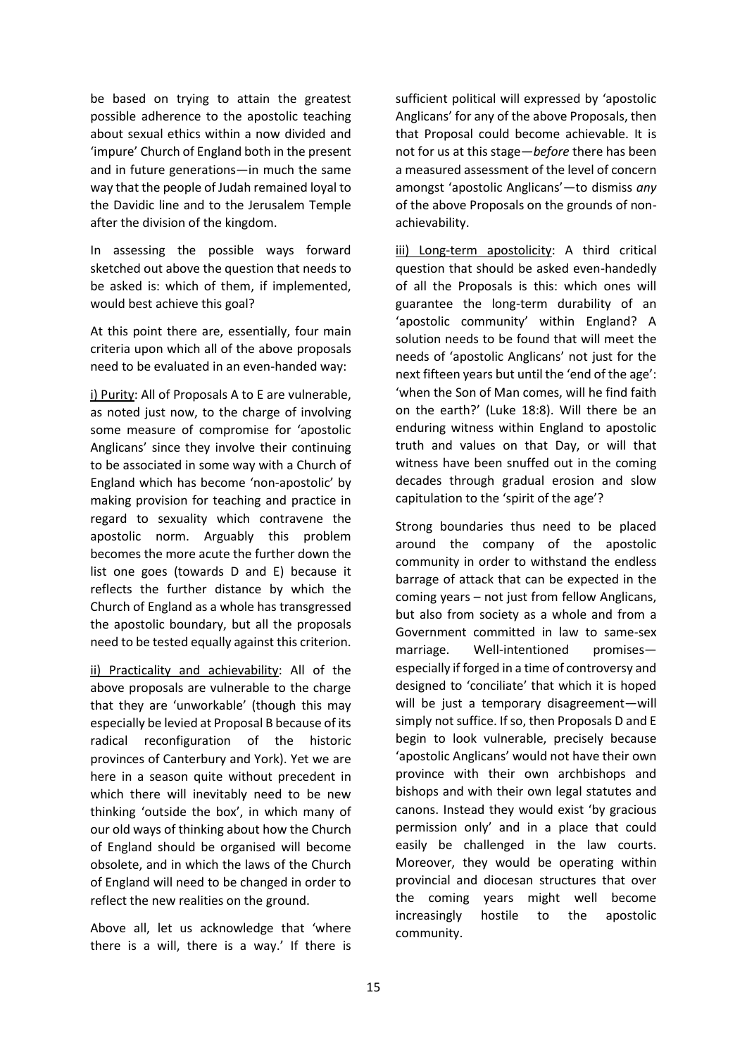be based on trying to attain the greatest possible adherence to the apostolic teaching about sexual ethics within a now divided and 'impure' Church of England both in the present and in future generations—in much the same way that the people of Judah remained loyal to the Davidic line and to the Jerusalem Temple after the division of the kingdom.

In assessing the possible ways forward sketched out above the question that needs to be asked is: which of them, if implemented, would best achieve this goal?

At this point there are, essentially, four main criteria upon which all of the above proposals need to be evaluated in an even-handed way:

<u>i) Purity</u>: All of Proposals A to E are vulnerable, as noted just now, to the charge of involving some measure of compromise for 'apostolic Anglicans' since they involve their continuing to be associated in some way with a Church of England which has become 'non-apostolic' by making provision for teaching and practice in regard to sexuality which contravene the apostolic norm. Arguably this problem becomes the more acute the further down the list one goes (towards D and E) because it reflects the further distance by which the Church of England as a whole has transgressed the apostolic boundary, but all the proposals need to be tested equally against this criterion.

<u>ii) Practicality and achievability</u>: All of the above proposals are vulnerable to the charge that they are 'unworkable' (though this may especially be levied at Proposal B because of its radical reconfiguration of the historic provinces of Canterbury and York). Yet we are here in a season quite without precedent in which there will inevitably need to be new thinking 'outside the box', in which many of our old ways of thinking about how the Church of England should be organised will become obsolete, and in which the laws of the Church of England will need to be changed in order to reflect the new realities on the ground.

Above all, let us acknowledge that 'where there is a will, there is a way.' If there is sufficient political will expressed by 'apostolic Anglicans' for any of the above Proposals, then that Proposal could become achievable. It is not for us at this stage—*before* there has been a measured assessment of the level of concern amongst 'apostolic Anglicans'—to dismiss *any* of the above Proposals on the grounds of non-achievability.

<u>iii) Long-term apostolicity</u>: A third critical question that should be asked even-handedly of all the Proposals is this: which ones will guarantee the long-term durability of an 'apostolic community' within England? A solution needs to be found that will meet the needs of 'apostolic Anglicans' not just for the next fifteen years but until the 'end of the age': 'when the Son of Man comes, will he find faith on the earth?' (Luke 18:8). Will there be an enduring witness within England to apostolic truth and values on that Day, or will that witness have been snuffed out in the coming decades through gradual erosion and slow capitulation to the 'spirit of the age'?

Strong boundaries thus need to be placed around the company of the apostolic community in order to withstand the endless barrage of attack that can be expected in the coming years – not just from fellow Anglicans, but also from society as a whole and from a Government committed in law to same-sex marriage. Well-intentioned promises—especially if forged in a time of controversy and designed to 'conciliate' that which it is hoped will be just a temporary disagreement—will simply not suffice. If so, then Proposals D and E begin to look vulnerable, precisely because 'apostolic Anglicans' would not have their own province with their own archbishops and bishops and with their own legal statutes and canons. Instead they would exist 'by gracious permission only' and in a place that could easily be challenged in the law courts. Moreover, they would be operating within provincial and diocesan structures that over the coming years might well become increasingly hostile to the apostolic community.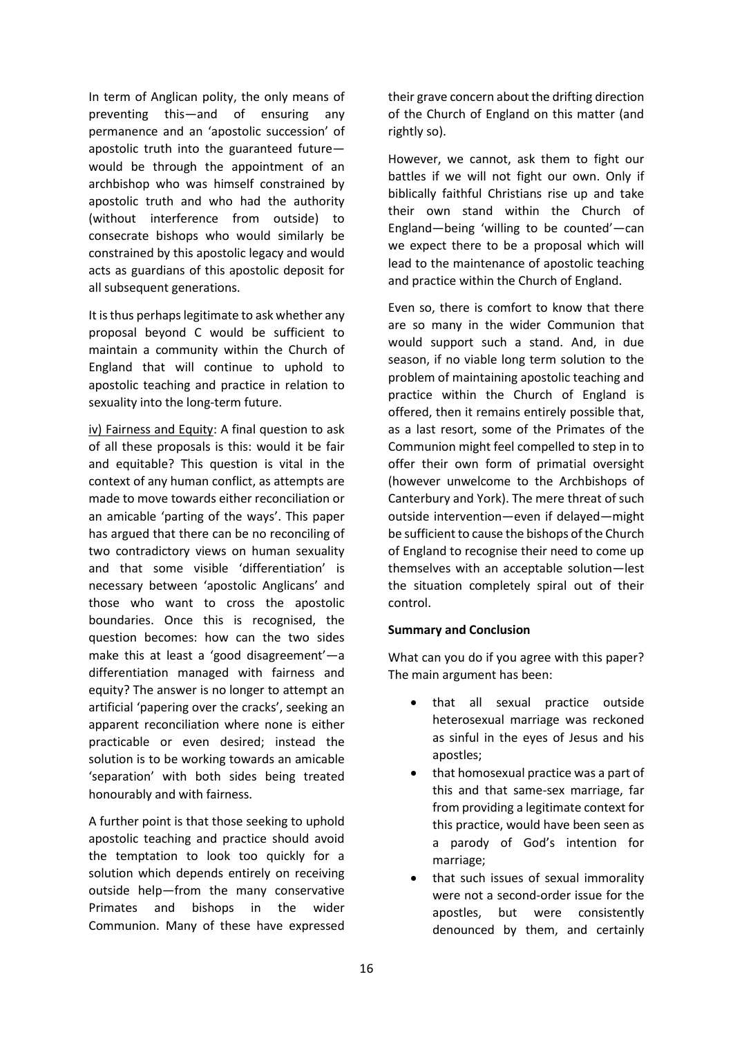In term of Anglican polity, the only means of preventing this—and of ensuring any permanence and an 'apostolic succession' of apostolic truth into the guaranteed future—would be through the appointment of an archbishop who was himself constrained by apostolic truth and who had the authority (without interference from outside) to consecrate bishops who would similarly be constrained by this apostolic legacy and would acts as guardians of this apostolic deposit for all subsequent generations.

It is thus perhaps legitimate to ask whether any proposal beyond C would be sufficient to maintain a community within the Church of England that will continue to uphold to apostolic teaching and practice in relation to sexuality into the long-term future.

<u>iv) Fairness and Equity</u>: A final question to ask of all these proposals is this: would it be fair and equitable? This question is vital in the context of any human conflict, as attempts are made to move towards either reconciliation or an amicable 'parting of the ways'. This paper has argued that there can be no reconciling of two contradictory views on human sexuality and that some visible 'differentiation' is necessary between 'apostolic Anglicans' and those who want to cross the apostolic boundaries. Once this is recognised, the question becomes: how can the two sides make this at least a 'good disagreement'—a differentiation managed with fairness and equity? The answer is no longer to attempt an artificial 'papering over the cracks', seeking an apparent reconciliation where none is either practicable or even desired; instead the solution is to be working towards an amicable 'separation' with both sides being treated honourably and with fairness.

A further point is that those seeking to uphold apostolic teaching and practice should avoid the temptation to look too quickly for a solution which depends entirely on receiving outside help—from the many conservative Primates and bishops in the wider Communion. Many of these have expressed their grave concern about the drifting direction of the Church of England on this matter (and rightly so).

However, we cannot, ask them to fight our battles if we will not fight our own. Only if biblically faithful Christians rise up and take their own stand within the Church of England—being 'willing to be counted'—can we expect there to be a proposal which will lead to the maintenance of apostolic teaching and practice within the Church of England.

Even so, there is comfort to know that there are so many in the wider Communion that would support such a stand. And, in due season, if no viable long term solution to the problem of maintaining apostolic teaching and practice within the Church of England is offered, then it remains entirely possible that, as a last resort, some of the Primates of the Communion might feel compelled to step in to offer their own form of primatial oversight (however unwelcome to the Archbishops of Canterbury and York). The mere threat of such outside intervention—even if delayed—might be sufficient to cause the bishops of the Church of England to recognise their need to come up themselves with an acceptable solution—lest the situation completely spiral out of their control.

**Summary and Conclusion**

What can you do if you agree with this paper? The main argument has been:

- that all sexual practice outside heterosexual marriage was reckoned as sinful in the eyes of Jesus and his apostles;
- that homosexual practice was a part of this and that same-sex marriage, far from providing a legitimate context for this practice, would have been seen as a parody of God's intention for marriage;
- that such issues of sexual immorality were not a second-order issue for the apostles, but were consistently denounced by them, and certainly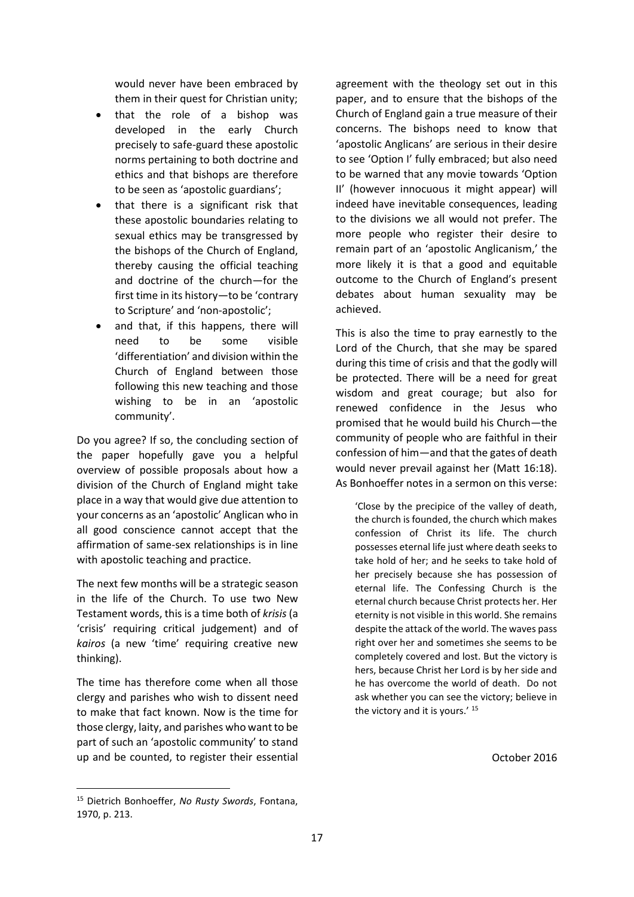would never have been embraced by them in their quest for Christian unity;

- that the role of a bishop was developed in the early Church precisely to safe-guard these apostolic norms pertaining to both doctrine and ethics and that bishops are therefore to be seen as 'apostolic guardians';
- that there is a significant risk that these apostolic boundaries relating to sexual ethics may be transgressed by the bishops of the Church of England, thereby causing the official teaching and doctrine of the church—for the first time in its history—to be 'contrary to Scripture' and 'non-apostolic';
- and that, if this happens, there will need to be some visible 'differentiation' and division within the Church of England between those following this new teaching and those wishing to be in an 'apostolic community'.

Do you agree? If so, the concluding section of the paper hopefully gave you a helpful overview of possible proposals about how a division of the Church of England might take place in a way that would give due attention to your concerns as an 'apostolic' Anglican who in all good conscience cannot accept that the affirmation of same-sex relationships is in line with apostolic teaching and practice.

The next few months will be a strategic season in the life of the Church. To use two New Testament words, this is a time both of *krisis* (a 'crisis' requiring critical judgement) and of *kairos* (a new 'time' requiring creative new thinking).

The time has therefore come when all those clergy and parishes who wish to dissent need to make that fact known. Now is the time for those clergy, laity, and parishes who want to be part of such an 'apostolic community' to stand up and be counted, to register their essential agreement with the theology set out in this paper, and to ensure that the bishops of the Church of England gain a true measure of their concerns. The bishops need to know that 'apostolic Anglicans' are serious in their desire to see 'Option I' fully embraced; but also need to be warned that any movie towards 'Option II' (however innocuous it might appear) will indeed have inevitable consequences, leading to the divisions we all would not prefer. The more people who register their desire to remain part of an 'apostolic Anglicanism,' the more likely it is that a good and equitable outcome to the Church of England's present debates about human sexuality may be achieved.

This is also the time to pray earnestly to the Lord of the Church, that she may be spared during this time of crisis and that the godly will be protected. There will be a need for great wisdom and great courage; but also for renewed confidence in the Jesus who promised that he would build his Church—the community of people who are faithful in their confession of him—and that the gates of death would never prevail against her (Matt 16:18). As Bonhoeffer notes in a sermon on this verse:

> 'Close by the precipice of the valley of death, the church is founded, the church which makes confession of Christ its life. The church possesses eternal life just where death seeks to take hold of her; and he seeks to take hold of her precisely because she has possession of eternal life. The Confessing Church is the eternal church because Christ protects her. Her eternity is not visible in this world. She remains despite the attack of the world. The waves pass right over her and sometimes she seems to be completely covered and lost. But the victory is hers, because Christ her Lord is by her side and he has overcome the world of death. Do not ask whether you can see the victory; believe in the victory and it is yours.' [15]

October 2016

[15] Dietrich Bonhoeffer, *No Rusty Swords*, Fontana, 1970, p. 213.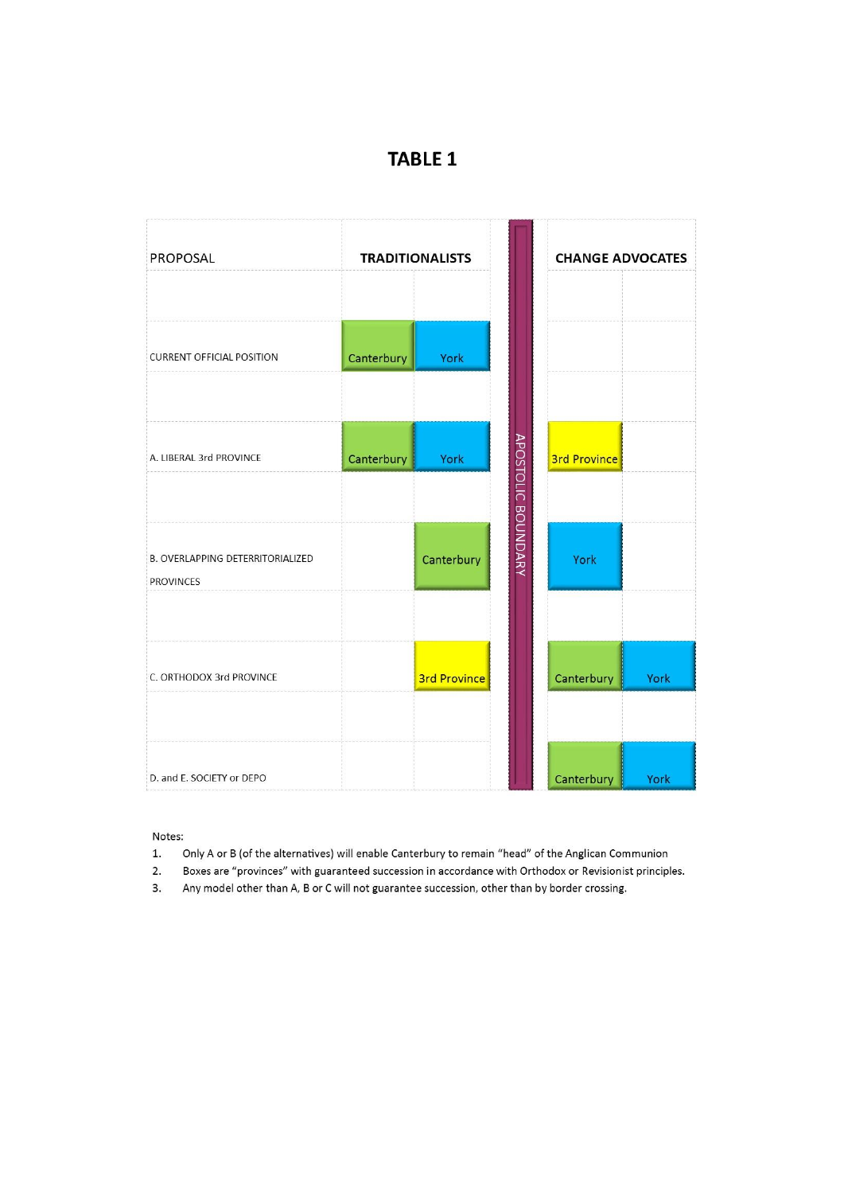# TABLE 1

| PROPOSAL | TRADITIONALISTS | | APOSTOLIC BOUNDARY | CHANGE ADVOCATES | |
|---|---|---|---|---|---|
| CURRENT OFFICIAL POSITION | Canterbury | York | | | |
| A. LIBERAL 3rd PROVINCE | Canterbury | York | | 3rd Province | |
| B. OVERLAPPING DETERRITORIALIZED PROVINCES | | Canterbury | | York | |
| C. ORTHODOX 3rd PROVINCE | | 3rd Province | | Canterbury | York |
| D. and E. SOCIETY or DEPO | | | | Canterbury | York |

Notes:

1. Only A or B (of the alternatives) will enable Canterbury to remain "head" of the Anglican Communion
2. Boxes are "provinces" with guaranteed succession in accordance with Orthodox or Revisionist principles.
3. Any model other than A, B or C will not guarantee succession, other than by border crossing.